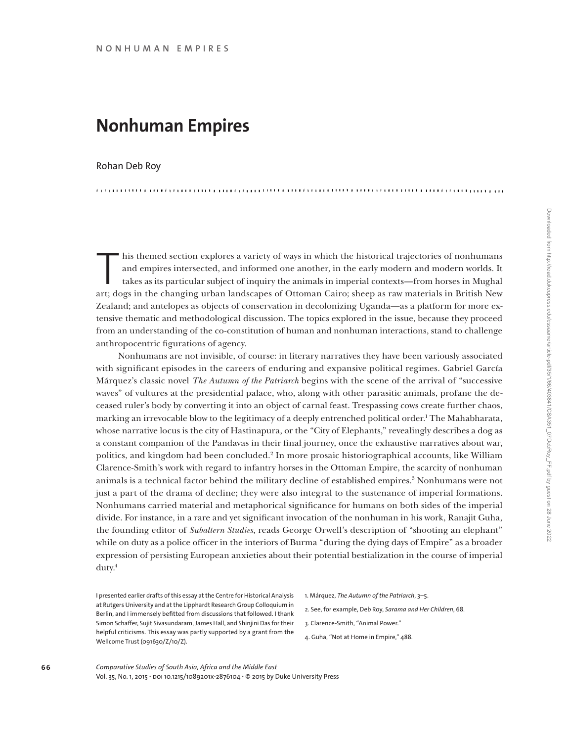# Nonhuman Empires

Rohan Deb Roy

This themed section explores a variety of ways in which the historical trajectories of nonhumans and empires intersected, and informed one another, in the early modern and modern worlds. It takes as its particular subject of inquiry the animals in imperial contexts—from horses in Mughal art; dogs in the changing urban landscapes of Ottoman Cairo; sheep as raw materials in British New Zealand; and antelopes as objects of conservation in decolonizing Uganda—as a platform for more extensive thematic and methodological discussion. The topics explored in the issue, because they proceed from an understanding of the co-constitution of human and nonhuman interactions, stand to challenge anthropocentric figurations of agency.

Nonhumans are not invisible, of course: in literary narratives they have been variously associated with significant episodes in the careers of enduring and expansive political regimes. Gabriel García Márquez's classic novel *The Autumn of the Patriarch* begins with the scene of the arrival of "successive waves" of vultures at the presidential palace, who, along with other parasitic animals, profane the deceased ruler's body by converting it into an object of carnal feast. Trespassing cows create further chaos, marking an irrevocable blow to the legitimacy of a deeply entrenched political order.[1] The Mahabharata, whose narrative locus is the city of Hastinapura, or the "City of Elephants," revealingly describes a dog as a constant companion of the Pandavas in their final journey, once the exhaustive narratives about war, politics, and kingdom had been concluded.[2] In more prosaic historiographical accounts, like William Clarence-Smith's work with regard to infantry horses in the Ottoman Empire, the scarcity of nonhuman animals is a technical factor behind the military decline of established empires.[3] Nonhumans were not just a part of the drama of decline; they were also integral to the sustenance of imperial formations. Nonhumans carried material and metaphorical significance for humans on both sides of the imperial divide. For instance, in a rare and yet significant invocation of the nonhuman in his work, Ranajit Guha, the founding editor of *Subaltern Studies*, reads George Orwell's description of "shooting an elephant" while on duty as a police officer in the interiors of Burma "during the dying days of Empire" as a broader expression of persisting European anxieties about their potential bestialization in the course of imperial duty.[4]

I presented earlier drafts of this essay at the Centre for Historical Analysis at Rutgers University and at the Lipphardt Research Group Colloquium in Berlin, and I immensely befitted from discussions that followed. I thank Simon Schaffer, Sujit Sivasundaram, James Hall, and Shinjini Das for their helpful criticisms. This essay was partly supported by a grant from the Wellcome Trust (091630/Z/10/Z).

1. Márquez, *The Autumn of the Patriarch*, 3–5.

2. See, for example, Deb Roy, *Sarama and Her Children*, 68.

3. Clarence-Smith, "Animal Power."

4. Guha, "Not at Home in Empire," 488.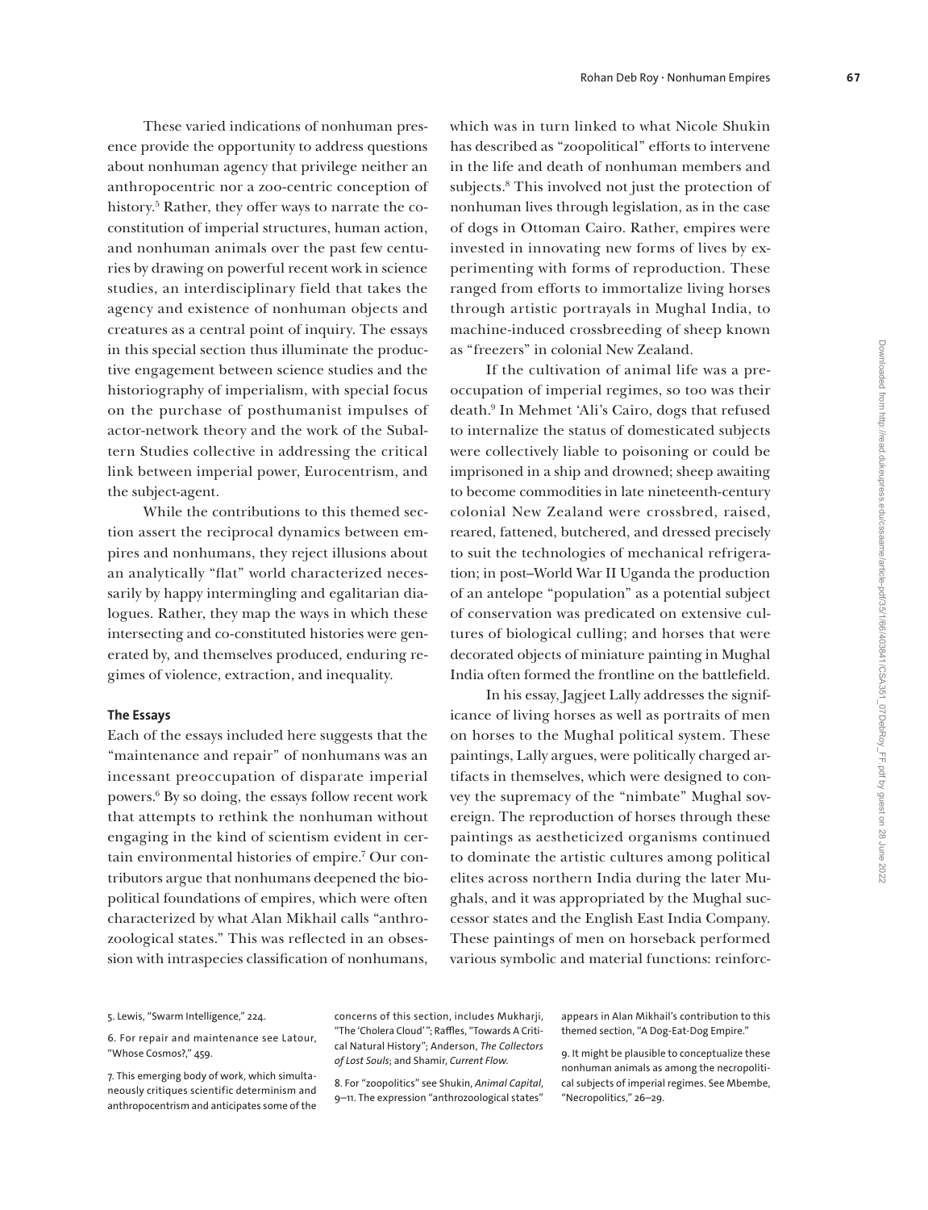These varied indications of nonhuman presence provide the opportunity to address questions about nonhuman agency that privilege neither an anthropocentric nor a zoo-centric conception of history.[5] Rather, they offer ways to narrate the co-constitution of imperial structures, human action, and nonhuman animals over the past few centuries by drawing on powerful recent work in science studies, an interdisciplinary field that takes the agency and existence of nonhuman objects and creatures as a central point of inquiry. The essays in this special section thus illuminate the productive engagement between science studies and the historiography of imperialism, with special focus on the purchase of posthumanist impulses of actor-network theory and the work of the Subaltern Studies collective in addressing the critical link between imperial power, Eurocentrism, and the subject-agent.

While the contributions to this themed section assert the reciprocal dynamics between empires and nonhumans, they reject illusions about an analytically "flat" world characterized necessarily by happy intermingling and egalitarian dialogues. Rather, they map the ways in which these intersecting and co-constituted histories were generated by, and themselves produced, enduring regimes of violence, extraction, and inequality.

### The Essays

Each of the essays included here suggests that the "maintenance and repair" of nonhumans was an incessant preoccupation of disparate imperial powers.[6] By so doing, the essays follow recent work that attempts to rethink the nonhuman without engaging in the kind of scientism evident in certain environmental histories of empire.[7] Our contributors argue that nonhumans deepened the biopolitical foundations of empires, which were often characterized by what Alan Mikhail calls "anthrozoological states." This was reflected in an obsession with intraspecies classification of nonhumans, which was in turn linked to what Nicole Shukin has described as "zoopolitical" efforts to intervene in the life and death of nonhuman members and subjects.[8] This involved not just the protection of nonhuman lives through legislation, as in the case of dogs in Ottoman Cairo. Rather, empires were invested in innovating new forms of lives by experimenting with forms of reproduction. These ranged from efforts to immortalize living horses through artistic portrayals in Mughal India, to machine-induced crossbreeding of sheep known as "freezers" in colonial New Zealand.

If the cultivation of animal life was a preoccupation of imperial regimes, so too was their death.[9] In Mehmet 'Ali's Cairo, dogs that refused to internalize the status of domesticated subjects were collectively liable to poisoning or could be imprisoned in a ship and drowned; sheep awaiting to become commodities in late nineteenth-century colonial New Zealand were crossbred, raised, reared, fattened, butchered, and dressed precisely to suit the technologies of mechanical refrigeration; in post–World War II Uganda the production of an antelope "population" as a potential subject of conservation was predicated on extensive cultures of biological culling; and horses that were decorated objects of miniature painting in Mughal India often formed the frontline on the battlefield.

In his essay, Jagjeet Lally addresses the significance of living horses as well as portraits of men on horses to the Mughal political system. These paintings, Lally argues, were politically charged artifacts in themselves, which were designed to convey the supremacy of the "nimbate" Mughal sovereign. The reproduction of horses through these paintings as aestheticized organisms continued to dominate the artistic cultures among political elites across northern India during the later Mughals, and it was appropriated by the Mughal successor states and the English East India Company. These paintings of men on horseback performed various symbolic and material functions: reinforc-

---

5. Lewis, "Swarm Intelligence," 224.

6. For repair and maintenance see Latour, "Whose Cosmos?," 459.

7. This emerging body of work, which simultaneously critiques scientific determinism and anthropocentrism and anticipates some of the concerns of this section, includes Mukharji, "The 'Cholera Cloud' "; Raffles, "Towards A Critical Natural History"; Anderson, *The Collectors of Lost Souls*; and Shamir, *Current Flow*.

8. For "zoopolitics" see Shukin, *Animal Capital*, 9–11. The expression "anthrozoological states" appears in Alan Mikhail's contribution to this themed section, "A Dog-Eat-Dog Empire."

9. It might be plausible to conceptualize these nonhuman animals as among the necropolitical subjects of imperial regimes. See Mbembe, "Necropolitics," 26–29.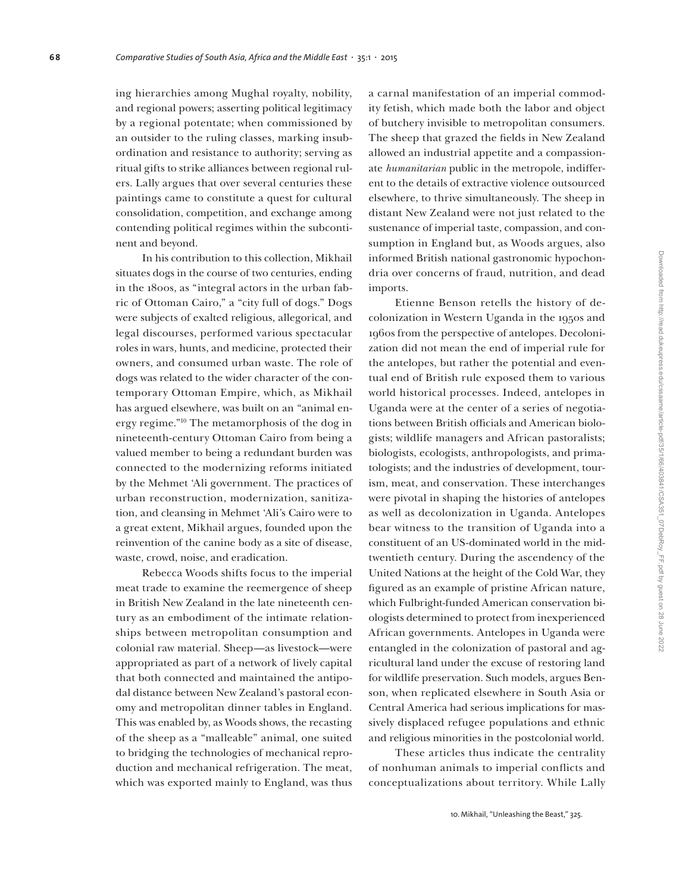ing hierarchies among Mughal royalty, nobility, and regional powers; asserting political legitimacy by a regional potentate; when commissioned by an outsider to the ruling classes, marking insubordination and resistance to authority; serving as ritual gifts to strike alliances between regional rulers. Lally argues that over several centuries these paintings came to constitute a quest for cultural consolidation, competition, and exchange among contending political regimes within the subcontinent and beyond.

In his contribution to this collection, Mikhail situates dogs in the course of two centuries, ending in the 1800s, as "integral actors in the urban fabric of Ottoman Cairo," a "city full of dogs." Dogs were subjects of exalted religious, allegorical, and legal discourses, performed various spectacular roles in wars, hunts, and medicine, protected their owners, and consumed urban waste. The role of dogs was related to the wider character of the contemporary Ottoman Empire, which, as Mikhail has argued elsewhere, was built on an "animal energy regime."[10] The metamorphosis of the dog in nineteenth-century Ottoman Cairo from being a valued member to being a redundant burden was connected to the modernizing reforms initiated by the Mehmet 'Ali government. The practices of urban reconstruction, modernization, sanitization, and cleansing in Mehmet 'Ali's Cairo were to a great extent, Mikhail argues, founded upon the reinvention of the canine body as a site of disease, waste, crowd, noise, and eradication.

Rebecca Woods shifts focus to the imperial meat trade to examine the reemergence of sheep in British New Zealand in the late nineteenth century as an embodiment of the intimate relationships between metropolitan consumption and colonial raw material. Sheep—as livestock—were appropriated as part of a network of lively capital that both connected and maintained the antipodal distance between New Zealand's pastoral economy and metropolitan dinner tables in England. This was enabled by, as Woods shows, the recasting of the sheep as a "malleable" animal, one suited to bridging the technologies of mechanical reproduction and mechanical refrigeration. The meat, which was exported mainly to England, was thus a carnal manifestation of an imperial commodity fetish, which made both the labor and object of butchery invisible to metropolitan consumers. The sheep that grazed the fields in New Zealand allowed an industrial appetite and a compassionate *humanitarian* public in the metropole, indifferent to the details of extractive violence outsourced elsewhere, to thrive simultaneously. The sheep in distant New Zealand were not just related to the sustenance of imperial taste, compassion, and consumption in England but, as Woods argues, also informed British national gastronomic hypochondria over concerns of fraud, nutrition, and dead imports.

Etienne Benson retells the history of decolonization in Western Uganda in the 1950s and 1960s from the perspective of antelopes. Decolonization did not mean the end of imperial rule for the antelopes, but rather the potential and eventual end of British rule exposed them to various world historical processes. Indeed, antelopes in Uganda were at the center of a series of negotiations between British officials and American biologists; wildlife managers and African pastoralists; biologists, ecologists, anthropologists, and primatologists; and the industries of development, tourism, meat, and conservation. These interchanges were pivotal in shaping the histories of antelopes as well as decolonization in Uganda. Antelopes bear witness to the transition of Uganda into a constituent of an US-dominated world in the mid-twentieth century. During the ascendency of the United Nations at the height of the Cold War, they figured as an example of pristine African nature, which Fulbright-funded American conservation biologists determined to protect from inexperienced African governments. Antelopes in Uganda were entangled in the colonization of pastoral and agricultural land under the excuse of restoring land for wildlife preservation. Such models, argues Benson, when replicated elsewhere in South Asia or Central America had serious implications for massively displaced refugee populations and ethnic and religious minorities in the postcolonial world.

These articles thus indicate the centrality of nonhuman animals to imperial conflicts and conceptualizations about territory. While Lally

10. Mikhail, "Unleashing the Beast," 325.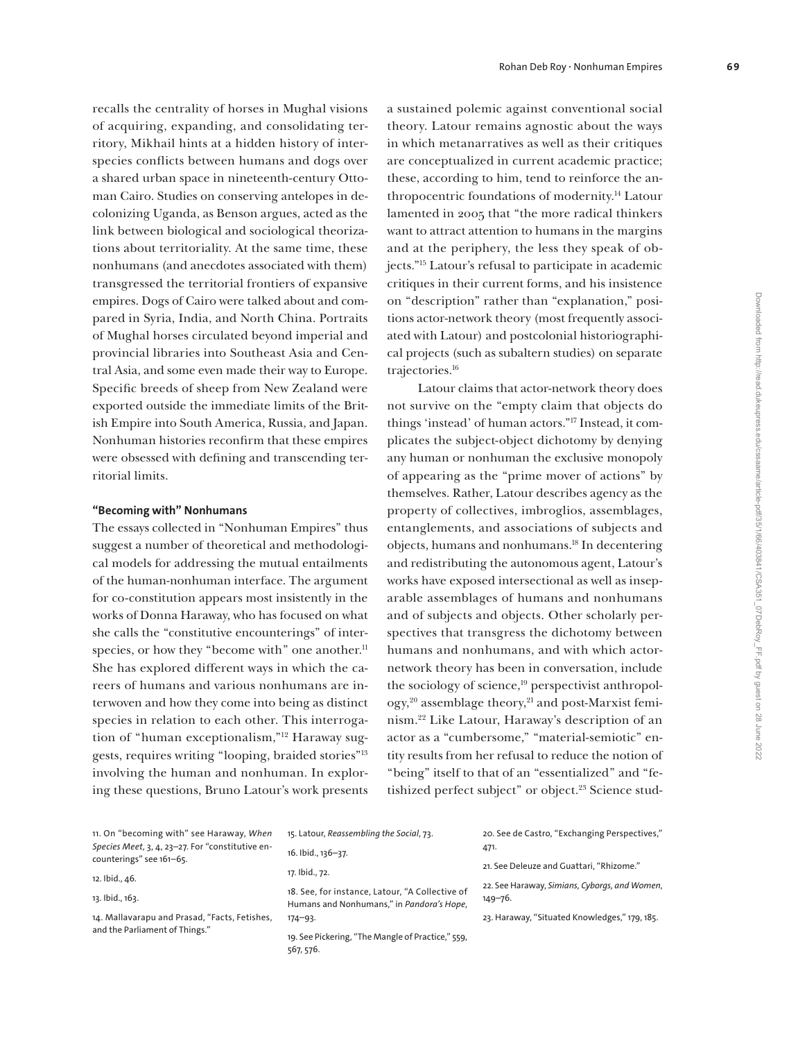recalls the centrality of horses in Mughal visions of acquiring, expanding, and consolidating territory, Mikhail hints at a hidden history of interspecies conflicts between humans and dogs over a shared urban space in nineteenth-century Ottoman Cairo. Studies on conserving antelopes in decolonizing Uganda, as Benson argues, acted as the link between biological and sociological theorizations about territoriality. At the same time, these nonhumans (and anecdotes associated with them) transgressed the territorial frontiers of expansive empires. Dogs of Cairo were talked about and compared in Syria, India, and North China. Portraits of Mughal horses circulated beyond imperial and provincial libraries into Southeast Asia and Central Asia, and some even made their way to Europe. Specific breeds of sheep from New Zealand were exported outside the immediate limits of the British Empire into South America, Russia, and Japan. Nonhuman histories reconfirm that these empires were obsessed with defining and transcending territorial limits.

#### "Becoming with" Nonhumans

The essays collected in "Nonhuman Empires" thus suggest a number of theoretical and methodological models for addressing the mutual entailments of the human-nonhuman interface. The argument for co-constitution appears most insistently in the works of Donna Haraway, who has focused on what she calls the "constitutive encounterings" of interspecies, or how they "become with" one another.[11] She has explored different ways in which the careers of humans and various nonhumans are interwoven and how they come into being as distinct species in relation to each other. This interrogation of "human exceptionalism,"[12] Haraway suggests, requires writing "looping, braided stories"[13] involving the human and nonhuman. In exploring these questions, Bruno Latour's work presents a sustained polemic against conventional social theory. Latour remains agnostic about the ways in which metanarratives as well as their critiques are conceptualized in current academic practice; these, according to him, tend to reinforce the anthropocentric foundations of modernity.[14] Latour lamented in 2005 that "the more radical thinkers want to attract attention to humans in the margins and at the periphery, the less they speak of objects."[15] Latour's refusal to participate in academic critiques in their current forms, and his insistence on "description" rather than "explanation," positions actor-network theory (most frequently associated with Latour) and postcolonial historiographical projects (such as subaltern studies) on separate trajectories.[16]

Latour claims that actor-network theory does not survive on the "empty claim that objects do things 'instead' of human actors."[17] Instead, it complicates the subject-object dichotomy by denying any human or nonhuman the exclusive monopoly of appearing as the "prime mover of actions" by themselves. Rather, Latour describes agency as the property of collectives, imbroglios, assemblages, entanglements, and associations of subjects and objects, humans and nonhumans.[18] In decentering and redistributing the autonomous agent, Latour's works have exposed intersectional as well as inseparable assemblages of humans and nonhumans and of subjects and objects. Other scholarly perspectives that transgress the dichotomy between humans and nonhumans, and with which actor-network theory has been in conversation, include the sociology of science,[19] perspectivist anthropology,[20] assemblage theory,[21] and post-Marxist feminism.[22] Like Latour, Haraway's description of an actor as a "cumbersome," "material-semiotic" entity results from her refusal to reduce the notion of "being" itself to that of an "essentialized" and "fetishized perfect subject" or object.[23] Science stud-

11. On "becoming with" see Haraway, *When Species Meet*, 3, 4, 23–27. For "constitutive encounterings" see 161–65.

12. Ibid., 46.

13. Ibid., 163.

14. Mallavarapu and Prasad, "Facts, Fetishes, and the Parliament of Things."

15. Latour, *Reassembling the Social*, 73.

16. Ibid., 136–37.

17. Ibid., 72.

18. See, for instance, Latour, "A Collective of Humans and Nonhumans," in *Pandora's Hope*, 174–93.

19. See Pickering, "The Mangle of Practice," 559, 567, 576.

20. See de Castro, "Exchanging Perspectives," 471.

21. See Deleuze and Guattari, "Rhizome."

22. See Haraway, *Simians, Cyborgs, and Women*, 149–76.

23. Haraway, "Situated Knowledges," 179, 185.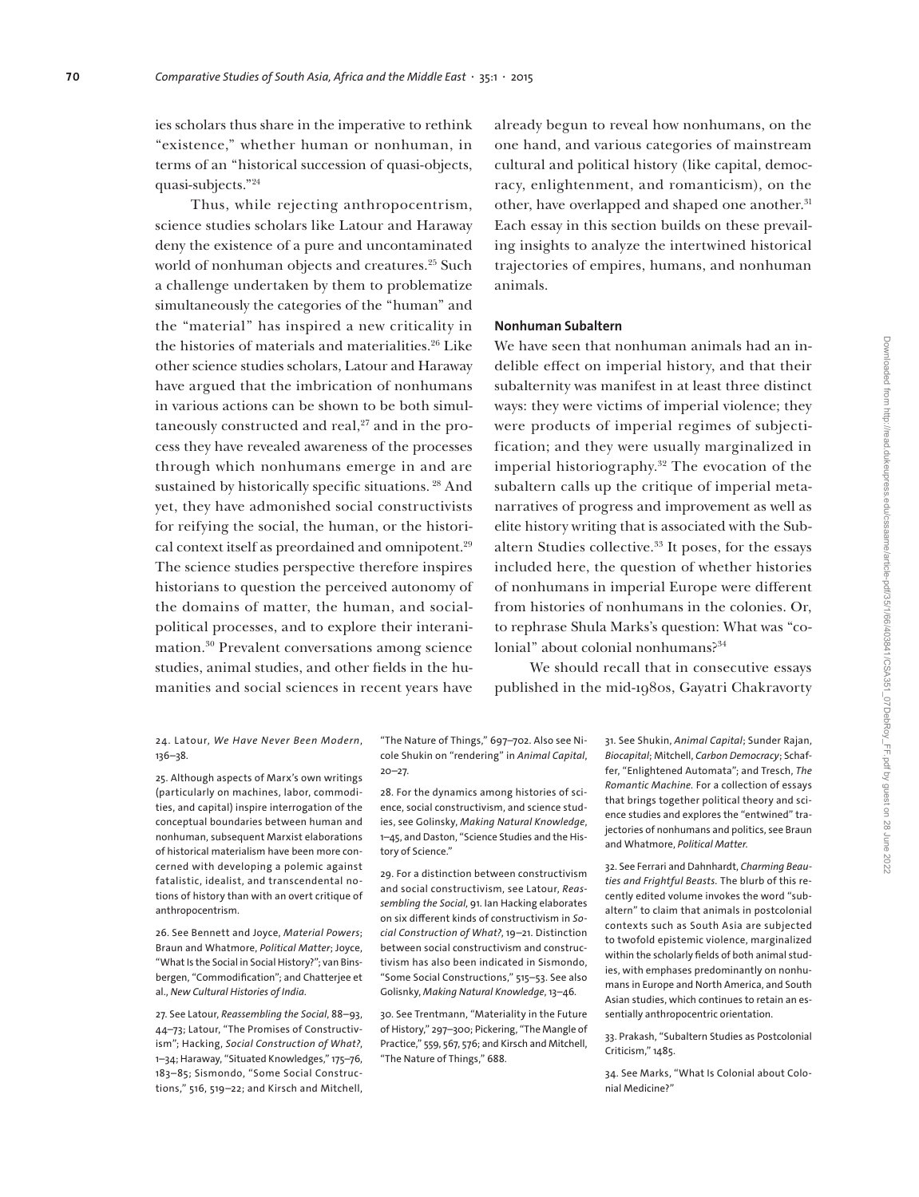ies scholars thus share in the imperative to rethink "existence," whether human or nonhuman, in terms of an "historical succession of quasi-objects, quasi-subjects."[24]

Thus, while rejecting anthropocentrism, science studies scholars like Latour and Haraway deny the existence of a pure and uncontaminated world of nonhuman objects and creatures.[25] Such a challenge undertaken by them to problematize simultaneously the categories of the "human" and the "material" has inspired a new criticality in the histories of materials and materialities.[26] Like other science studies scholars, Latour and Haraway have argued that the imbrication of nonhumans in various actions can be shown to be both simultaneously constructed and real,[27] and in the process they have revealed awareness of the processes through which nonhumans emerge in and are sustained by historically specific situations.[28] And yet, they have admonished social constructivists for reifying the social, the human, or the historical context itself as preordained and omnipotent.[29] The science studies perspective therefore inspires historians to question the perceived autonomy of the domains of matter, the human, and social-political processes, and to explore their interanimation.[30] Prevalent conversations among science studies, animal studies, and other fields in the humanities and social sciences in recent years have already begun to reveal how nonhumans, on the one hand, and various categories of mainstream cultural and political history (like capital, democracy, enlightenment, and romanticism), on the other, have overlapped and shaped one another.[31] Each essay in this section builds on these prevailing insights to analyze the intertwined historical trajectories of empires, humans, and nonhuman animals.

## Nonhuman Subaltern

We have seen that nonhuman animals had an indelible effect on imperial history, and that their subalternity was manifest in at least three distinct ways: they were victims of imperial violence; they were products of imperial regimes of subjectification; and they were usually marginalized in imperial historiography.[32] The evocation of the subaltern calls up the critique of imperial metanarratives of progress and improvement as well as elite history writing that is associated with the Subaltern Studies collective.[33] It poses, for the essays included here, the question of whether histories of nonhumans in imperial Europe were different from histories of nonhumans in the colonies. Or, to rephrase Shula Marks's question: What was "colonial" about colonial nonhumans?[34]

We should recall that in consecutive essays published in the mid-1980s, Gayatri Chakravorty

---

24. Latour, *We Have Never Been Modern*, 136–38.

25. Although aspects of Marx's own writings (particularly on machines, labor, commodities, and capital) inspire interrogation of the conceptual boundaries between human and nonhuman, subsequent Marxist elaborations of historical materialism have been more concerned with developing a polemic against fatalistic, idealist, and transcendental notions of history than with an overt critique of anthropocentrism.

26. See Bennett and Joyce, *Material Powers*; Braun and Whatmore, *Political Matter*; Joyce, "What Is the Social in Social History?"; van Binsbergen, "Commodification"; and Chatterjee et al., *New Cultural Histories of India*.

27. See Latour, *Reassembling the Social*, 88–93, 44–73; Latour, "The Promises of Constructivism"; Hacking, *Social Construction of What?*, 1–34; Haraway, "Situated Knowledges," 175–76, 183–85; Sismondo, "Some Social Constructions," 516, 519–22; and Kirsch and Mitchell, "The Nature of Things," 697–702. Also see Nicole Shukin on "rendering" in *Animal Capital*, 20–27.

28. For the dynamics among histories of science, social constructivism, and science studies, see Golinsky, *Making Natural Knowledge*, 1–45, and Daston, "Science Studies and the History of Science."

29. For a distinction between constructivism and social constructivism, see Latour, *Reassembling the Social*, 91. Ian Hacking elaborates on six different kinds of constructivism in *Social Construction of What?*, 19–21. Distinction between social constructivism and constructivism has also been indicated in Sismondo, "Some Social Constructions," 515–53. See also Golinsky, *Making Natural Knowledge*, 13–46.

30. See Trentmann, "Materiality in the Future of History," 297–300; Pickering, "The Mangle of Practice," 559, 567, 576; and Kirsch and Mitchell, "The Nature of Things," 688.

31. See Shukin, *Animal Capital*; Sunder Rajan, *Biocapital*; Mitchell, *Carbon Democracy*; Schaffer, "Enlightened Automata"; and Tresch, *The Romantic Machine*. For a collection of essays that brings together political theory and science studies and explores the "entwined" trajectories of nonhumans and politics, see Braun and Whatmore, *Political Matter*.

32. See Ferrari and Dahnhardt, *Charming Beauties and Frightful Beasts*. The blurb of this recently edited volume invokes the word "subaltern" to claim that animals in postcolonial contexts such as South Asia are subjected to twofold epistemic violence, marginalized within the scholarly fields of both animal studies, with emphases predominantly on nonhumans in Europe and North America, and South Asian studies, which continues to retain an essentially anthropocentric orientation.

33. Prakash, "Subaltern Studies as Postcolonial Criticism," 1485.

34. See Marks, "What Is Colonial about Colonial Medicine?"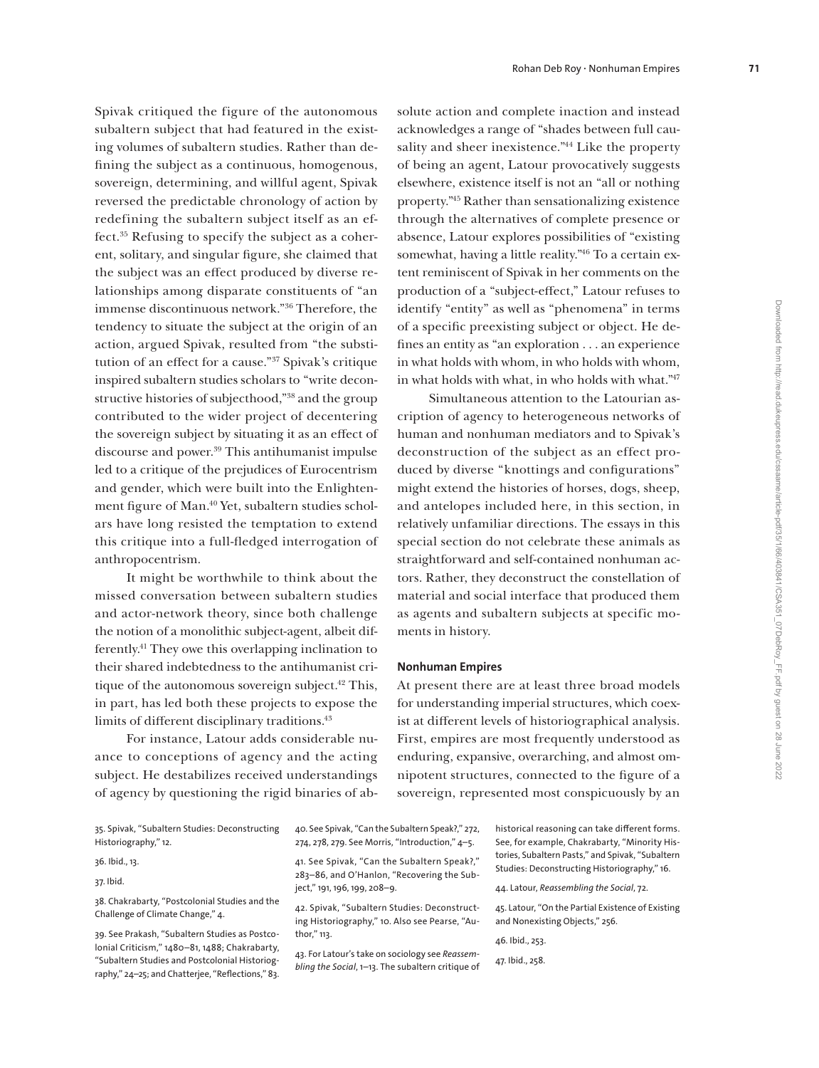Spivak critiqued the figure of the autonomous subaltern subject that had featured in the existing volumes of subaltern studies. Rather than defining the subject as a continuous, homogenous, sovereign, determining, and willful agent, Spivak reversed the predictable chronology of action by redefining the subaltern subject itself as an effect.[35] Refusing to specify the subject as a coherent, solitary, and singular figure, she claimed that the subject was an effect produced by diverse relationships among disparate constituents of "an immense discontinuous network."[36] Therefore, the tendency to situate the subject at the origin of an action, argued Spivak, resulted from "the substitution of an effect for a cause."[37] Spivak's critique inspired subaltern studies scholars to "write deconstructive histories of subjecthood,"[38] and the group contributed to the wider project of decentering the sovereign subject by situating it as an effect of discourse and power.[39] This antihumanist impulse led to a critique of the prejudices of Eurocentrism and gender, which were built into the Enlightenment figure of Man.[40] Yet, subaltern studies scholars have long resisted the temptation to extend this critique into a full-fledged interrogation of anthropocentrism.

It might be worthwhile to think about the missed conversation between subaltern studies and actor-network theory, since both challenge the notion of a monolithic subject-agent, albeit differently.[41] They owe this overlapping inclination to their shared indebtedness to the antihumanist critique of the autonomous sovereign subject.[42] This, in part, has led both these projects to expose the limits of different disciplinary traditions.[43]

For instance, Latour adds considerable nuance to conceptions of agency and the acting subject. He destabilizes received understandings of agency by questioning the rigid binaries of absolute action and complete inaction and instead acknowledges a range of "shades between full causality and sheer inexistence."[44] Like the property of being an agent, Latour provocatively suggests elsewhere, existence itself is not an "all or nothing property."[45] Rather than sensationalizing existence through the alternatives of complete presence or absence, Latour explores possibilities of "existing somewhat, having a little reality."[46] To a certain extent reminiscent of Spivak in her comments on the production of a "subject-effect," Latour refuses to identify "entity" as well as "phenomena" in terms of a specific preexisting subject or object. He defines an entity as "an exploration . . . an experience in what holds with whom, in who holds with whom, in what holds with what, in who holds with what."[47]

Simultaneous attention to the Latourian ascription of agency to heterogeneous networks of human and nonhuman mediators and to Spivak's deconstruction of the subject as an effect produced by diverse "knottings and configurations" might extend the histories of horses, dogs, sheep, and antelopes included here, in this section, in relatively unfamiliar directions. The essays in this special section do not celebrate these animals as straightforward and self-contained nonhuman actors. Rather, they deconstruct the constellation of material and social interface that produced them as agents and subaltern subjects at specific moments in history.

## Nonhuman Empires

At present there are at least three broad models for understanding imperial structures, which coexist at different levels of historiographical analysis. First, empires are most frequently understood as enduring, expansive, overarching, and almost omnipotent structures, connected to the figure of a sovereign, represented most conspicuously by an

35. Spivak, "Subaltern Studies: Deconstructing Historiography," 12.

36. Ibid., 13.

37. Ibid.

38. Chakrabarty, "Postcolonial Studies and the Challenge of Climate Change," 4.

39. See Prakash, "Subaltern Studies as Postcolonial Criticism," 1480–81, 1488; Chakrabarty, "Subaltern Studies and Postcolonial Historiography," 24–25; and Chatterjee, "Reflections," 83.

40. See Spivak, "Can the Subaltern Speak?," 272, 274, 278, 279. See Morris, "Introduction," 4–5.

41. See Spivak, "Can the Subaltern Speak?," 283–86, and O'Hanlon, "Recovering the Subject," 191, 196, 199, 208–9.

42. Spivak, "Subaltern Studies: Deconstructing Historiography," 10. Also see Pearse, "Author," 113.

43. For Latour's take on sociology see *Reassembling the Social*, 1–13. The subaltern critique of historical reasoning can take different forms. See, for example, Chakrabarty, "Minority Histories, Subaltern Pasts," and Spivak, "Subaltern Studies: Deconstructing Historiography," 16.

44. Latour, *Reassembling the Social*, 72.

45. Latour, "On the Partial Existence of Existing and Nonexisting Objects," 256.

46. Ibid., 253.

47. Ibid., 258.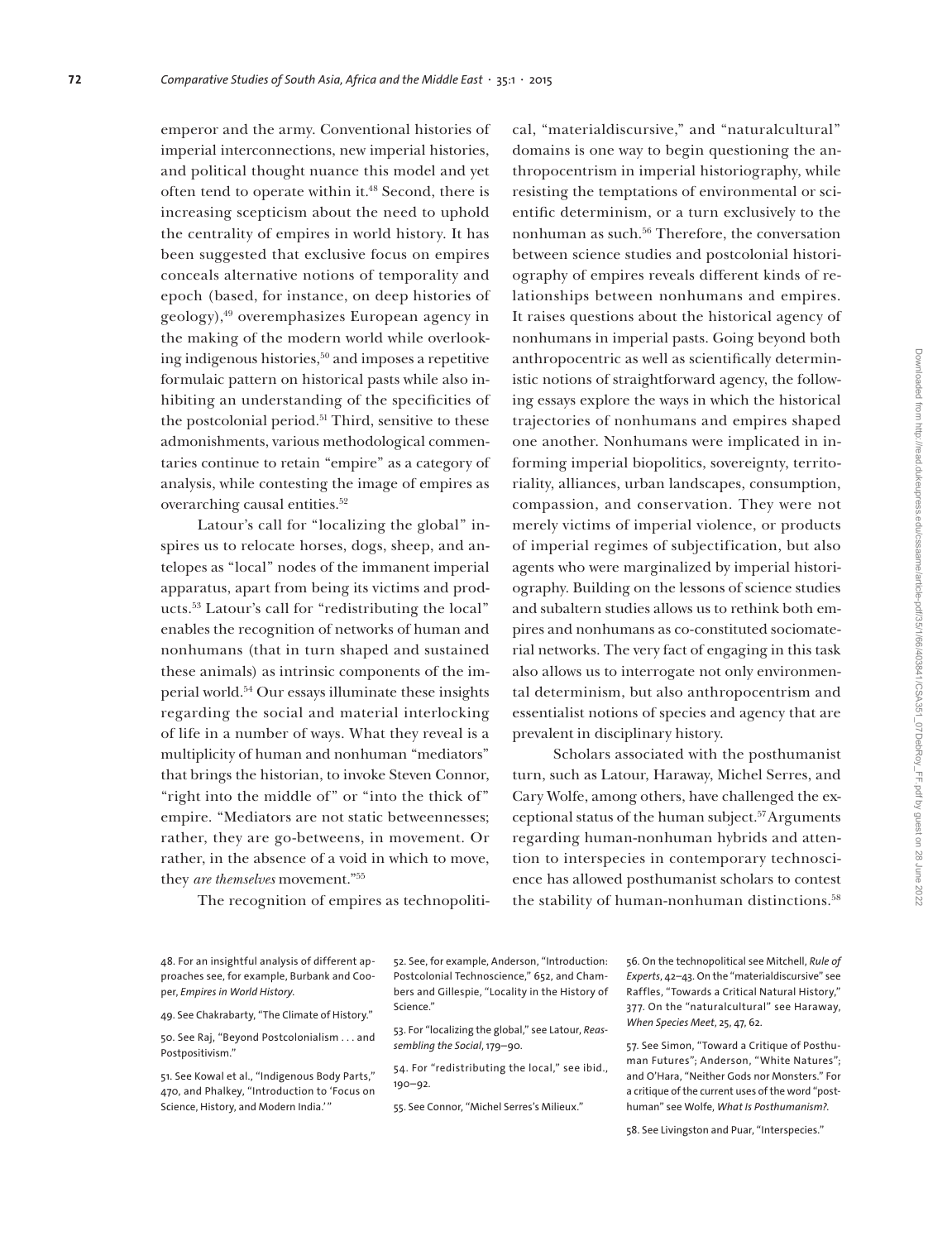emperor and the army. Conventional histories of imperial interconnections, new imperial histories, and political thought nuance this model and yet often tend to operate within it.[48] Second, there is increasing scepticism about the need to uphold the centrality of empires in world history. It has been suggested that exclusive focus on empires conceals alternative notions of temporality and epoch (based, for instance, on deep histories of geology),[49] overemphasizes European agency in the making of the modern world while overlooking indigenous histories,[50] and imposes a repetitive formulaic pattern on historical pasts while also inhibiting an understanding of the specificities of the postcolonial period.[51] Third, sensitive to these admonishments, various methodological commentaries continue to retain "empire" as a category of analysis, while contesting the image of empires as overarching causal entities.[52]

Latour's call for "localizing the global" inspires us to relocate horses, dogs, sheep, and antelopes as "local" nodes of the immanent imperial apparatus, apart from being its victims and products.[53] Latour's call for "redistributing the local" enables the recognition of networks of human and nonhumans (that in turn shaped and sustained these animals) as intrinsic components of the imperial world.[54] Our essays illuminate these insights regarding the social and material interlocking of life in a number of ways. What they reveal is a multiplicity of human and nonhuman "mediators" that brings the historian, to invoke Steven Connor, "right into the middle of" or "into the thick of" empire. "Mediators are not static betweennesses; rather, they are go-betweens, in movement. Or rather, in the absence of a void in which to move, they *are themselves* movement."[55]

The recognition of empires as technopolitical, "materialdiscursive," and "naturalcultural" domains is one way to begin questioning the anthropocentrism in imperial historiography, while resisting the temptations of environmental or scientific determinism, or a turn exclusively to the nonhuman as such.[56] Therefore, the conversation between science studies and postcolonial historiography of empires reveals different kinds of relationships between nonhumans and empires. It raises questions about the historical agency of nonhumans in imperial pasts. Going beyond both anthropocentric as well as scientifically deterministic notions of straightforward agency, the following essays explore the ways in which the historical trajectories of nonhumans and empires shaped one another. Nonhumans were implicated in informing imperial biopolitics, sovereignty, territoriality, alliances, urban landscapes, consumption, compassion, and conservation. They were not merely victims of imperial violence, or products of imperial regimes of subjectification, but also agents who were marginalized by imperial historiography. Building on the lessons of science studies and subaltern studies allows us to rethink both empires and nonhumans as co-constituted sociomaterial networks. The very fact of engaging in this task also allows us to interrogate not only environmental determinism, but also anthropocentrism and essentialist notions of species and agency that are prevalent in disciplinary history.

Scholars associated with the posthumanist turn, such as Latour, Haraway, Michel Serres, and Cary Wolfe, among others, have challenged the exceptional status of the human subject.[57] Arguments regarding human-nonhuman hybrids and attention to interspecies in contemporary technoscience has allowed posthumanist scholars to contest the stability of human-nonhuman distinctions.[58]

48. For an insightful analysis of different approaches see, for example, Burbank and Cooper, *Empires in World History*.

49. See Chakrabarty, "The Climate of History."

50. See Raj, "Beyond Postcolonialism . . . and Postpositivism."

51. See Kowal et al., "Indigenous Body Parts," 470, and Phalkey, "Introduction to 'Focus on Science, History, and Modern India.'"

52. See, for example, Anderson, "Introduction: Postcolonial Technoscience," 652, and Chambers and Gillespie, "Locality in the History of Science."

53. For "localizing the global," see Latour, *Reassembling the Social*, 179–90.

54. For "redistributing the local," see ibid., 190–92.

55. See Connor, "Michel Serres's Milieux."

56. On the technopolitical see Mitchell, *Rule of Experts*, 42–43. On the "materialdiscursive" see Raffles, "Towards a Critical Natural History," 377. On the "naturalcultural" see Haraway, *When Species Meet*, 25, 47, 62.

57. See Simon, "Toward a Critique of Posthuman Futures"; Anderson, "White Natures"; and O'Hara, "Neither Gods nor Monsters." For a critique of the current uses of the word "posthuman" see Wolfe, *What Is Posthumanism?*.

58. See Livingston and Puar, "Interspecies."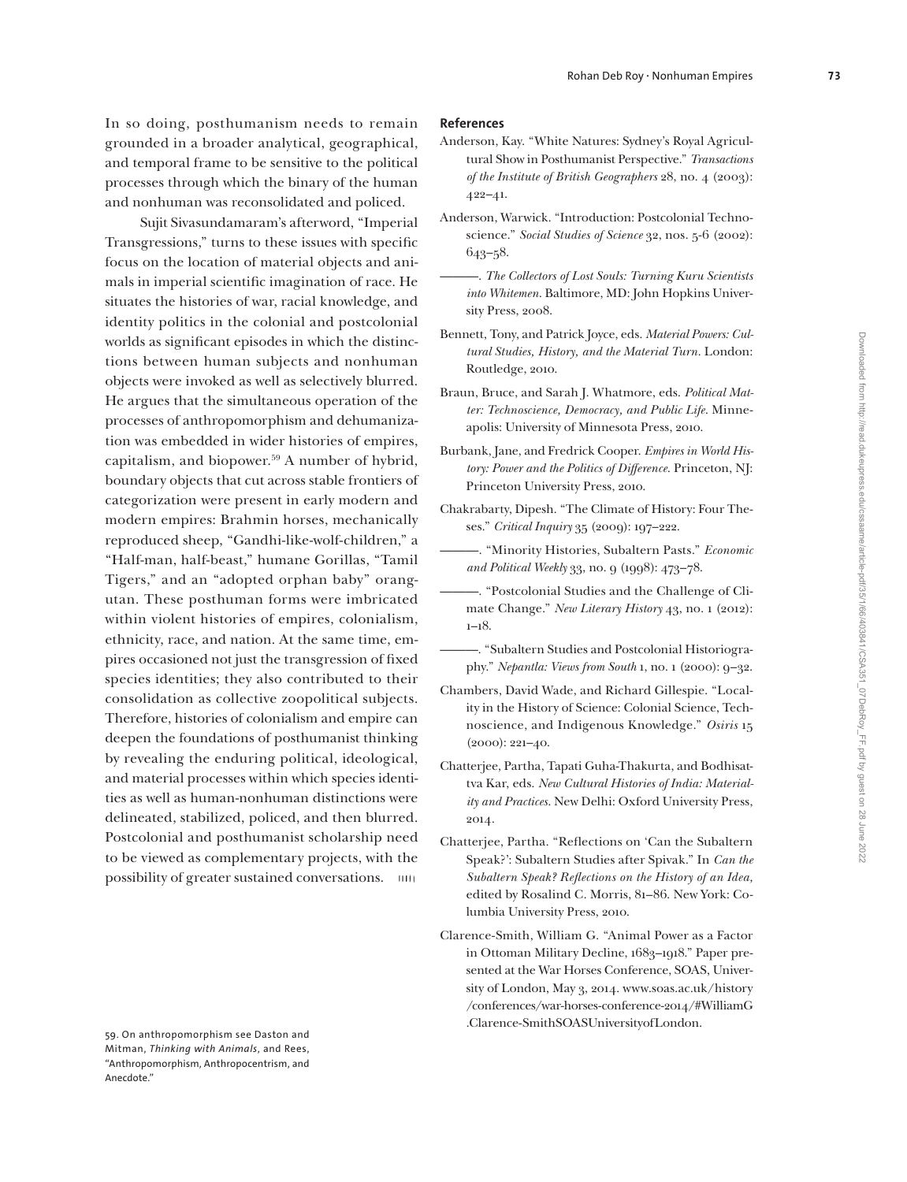In so doing, posthumanism needs to remain grounded in a broader analytical, geographical, and temporal frame to be sensitive to the political processes through which the binary of the human and nonhuman was reconsolidated and policed.

Sujit Sivasundamaram's afterword, "Imperial Transgressions," turns to these issues with specific focus on the location of material objects and animals in imperial scientific imagination of race. He situates the histories of war, racial knowledge, and identity politics in the colonial and postcolonial worlds as significant episodes in which the distinctions between human subjects and nonhuman objects were invoked as well as selectively blurred. He argues that the simultaneous operation of the processes of anthropomorphism and dehumanization was embedded in wider histories of empires, capitalism, and biopower.[59] A number of hybrid, boundary objects that cut across stable frontiers of categorization were present in early modern and modern empires: Brahmin horses, mechanically reproduced sheep, "Gandhi-like-wolf-children," a "Half-man, half-beast," humane Gorillas, "Tamil Tigers," and an "adopted orphan baby" orangutan. These posthuman forms were imbricated within violent histories of empires, colonialism, ethnicity, race, and nation. At the same time, empires occasioned not just the transgression of fixed species identities; they also contributed to their consolidation as collective zoopolitical subjects. Therefore, histories of colonialism and empire can deepen the foundations of posthumanist thinking by revealing the enduring political, ideological, and material processes within which species identities as well as human-nonhuman distinctions were delineated, stabilized, policed, and then blurred. Postcolonial and posthumanist scholarship need to be viewed as complementary projects, with the possibility of greater sustained conversations.

59. On anthropomorphism see Daston and Mitman, *Thinking with Animals*, and Rees, "Anthropomorphism, Anthropocentrism, and Anecdote."

## References

Anderson, Kay. "White Natures: Sydney's Royal Agricultural Show in Posthumanist Perspective." *Transactions of the Institute of British Geographers* 28, no. 4 (2003): 422–41.

Anderson, Warwick. "Introduction: Postcolonial Technoscience." *Social Studies of Science* 32, nos. 5-6 (2002): 643–58.

———. *The Collectors of Lost Souls: Turning Kuru Scientists into Whitemen*. Baltimore, MD: John Hopkins University Press, 2008.

Bennett, Tony, and Patrick Joyce, eds. *Material Powers: Cultural Studies, History, and the Material Turn*. London: Routledge, 2010.

Braun, Bruce, and Sarah J. Whatmore, eds. *Political Matter: Technoscience, Democracy, and Public Life*. Minneapolis: University of Minnesota Press, 2010.

Burbank, Jane, and Fredrick Cooper. *Empires in World History: Power and the Politics of Difference*. Princeton, NJ: Princeton University Press, 2010.

Chakrabarty, Dipesh. "The Climate of History: Four Theses." *Critical Inquiry* 35 (2009): 197–222.

———. "Minority Histories, Subaltern Pasts." *Economic and Political Weekly* 33, no. 9 (1998): 473–78.

———. "Postcolonial Studies and the Challenge of Climate Change." *New Literary History* 43, no. 1 (2012): 1–18.

———. "Subaltern Studies and Postcolonial Historiography." *Nepantla: Views from South* 1, no. 1 (2000): 9–32.

Chambers, David Wade, and Richard Gillespie. "Locality in the History of Science: Colonial Science, Technoscience, and Indigenous Knowledge." *Osiris* 15 (2000): 221–40.

Chatterjee, Partha, Tapati Guha-Thakurta, and Bodhisattva Kar, eds. *New Cultural Histories of India: Materiality and Practices*. New Delhi: Oxford University Press, 2014.

Chatterjee, Partha. "Reflections on 'Can the Subaltern Speak?': Subaltern Studies after Spivak." In *Can the Subaltern Speak? Reflections on the History of an Idea*, edited by Rosalind C. Morris, 81–86. New York: Columbia University Press, 2010.

Clarence-Smith, William G. "Animal Power as a Factor in Ottoman Military Decline, 1683–1918." Paper presented at the War Horses Conference, SOAS, University of London, May 3, 2014. www.soas.ac.uk/history/conferences/war-horses-conference-2014/#WilliamG.Clarence-SmithSOASUniversityofLondon.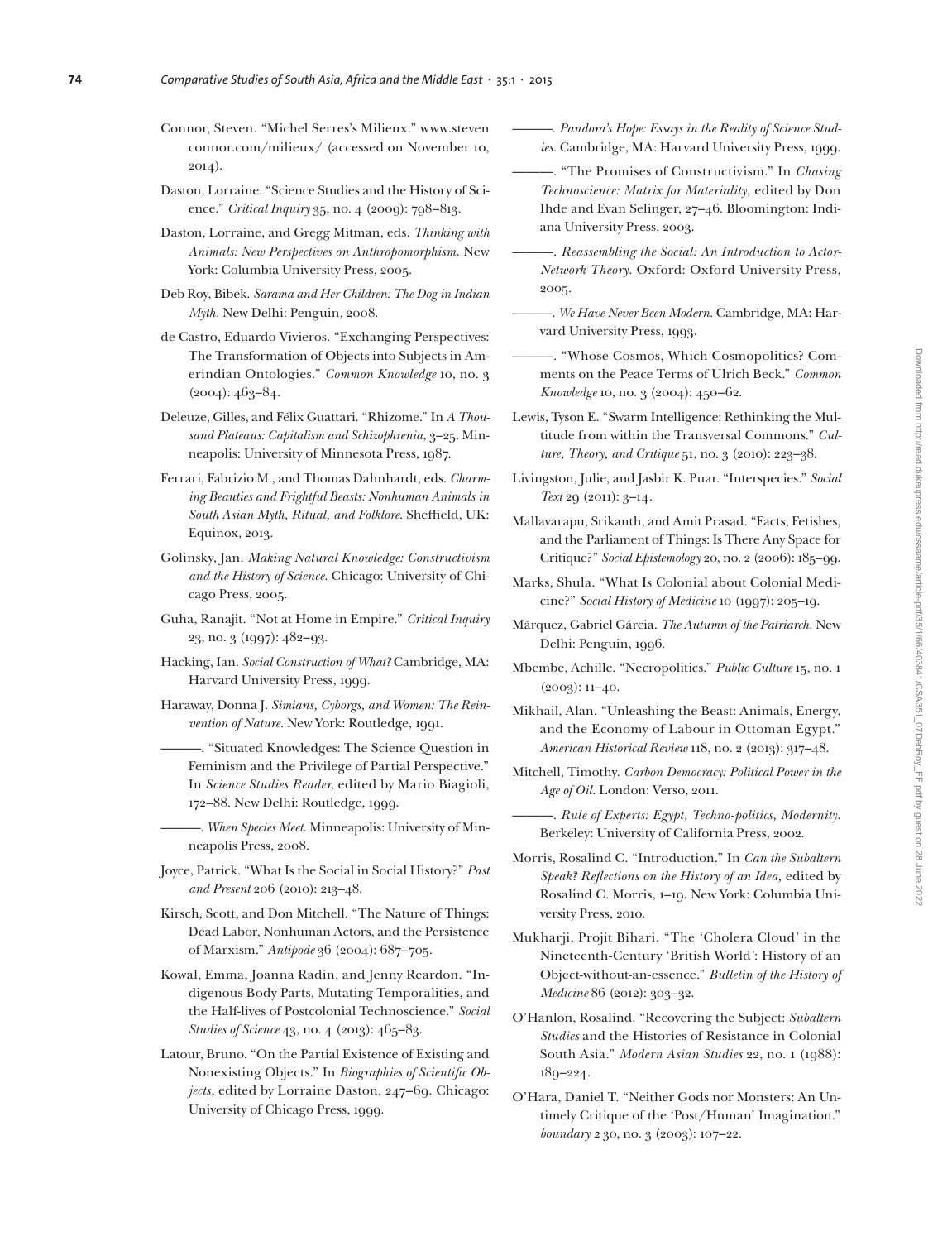Connor, Steven. "Michel Serres's Milieux." www.stevenconnor.com/milieux/ (accessed on November 10, 2014).

Daston, Lorraine. "Science Studies and the History of Science." *Critical Inquiry* 35, no. 4 (2009): 798–813.

Daston, Lorraine, and Gregg Mitman, eds. *Thinking with Animals: New Perspectives on Anthropomorphism*. New York: Columbia University Press, 2005.

Deb Roy, Bibek. *Sarama and Her Children: The Dog in Indian Myth*. New Delhi: Penguin, 2008.

de Castro, Eduardo Vivieros. "Exchanging Perspectives: The Transformation of Objects into Subjects in Amerindian Ontologies." *Common Knowledge* 10, no. 3 (2004): 463–84.

Deleuze, Gilles, and Félix Guattari. "Rhizome." In *A Thousand Plateaus: Capitalism and Schizophrenia*, 3–25. Minneapolis: University of Minnesota Press, 1987.

Ferrari, Fabrizio M., and Thomas Dahnhardt, eds. *Charming Beauties and Frightful Beasts: Nonhuman Animals in South Asian Myth, Ritual, and Folklore*. Sheffield, UK: Equinox, 2013.

Golinsky, Jan. *Making Natural Knowledge: Constructivism and the History of Science*. Chicago: University of Chicago Press, 2005.

Guha, Ranajit. "Not at Home in Empire." *Critical Inquiry* 23, no. 3 (1997): 482–93.

Hacking, Ian. *Social Construction of What?* Cambridge, MA: Harvard University Press, 1999.

Haraway, Donna J. *Simians, Cyborgs, and Women: The Reinvention of Nature*. New York: Routledge, 1991.

———. "Situated Knowledges: The Science Question in Feminism and the Privilege of Partial Perspective." In *Science Studies Reader*, edited by Mario Biagioli, 172–88. New Delhi: Routledge, 1999.

———. *When Species Meet*. Minneapolis: University of Minneapolis Press, 2008.

Joyce, Patrick. "What Is the Social in Social History?" *Past and Present* 206 (2010): 213–48.

Kirsch, Scott, and Don Mitchell. "The Nature of Things: Dead Labor, Nonhuman Actors, and the Persistence of Marxism." *Antipode* 36 (2004): 687–705.

Kowal, Emma, Joanna Radin, and Jenny Reardon. "Indigenous Body Parts, Mutating Temporalities, and the Half-lives of Postcolonial Technoscience." *Social Studies of Science* 43, no. 4 (2013): 465–83.

Latour, Bruno. "On the Partial Existence of Existing and Nonexisting Objects." In *Biographies of Scientific Objects*, edited by Lorraine Daston, 247–69. Chicago: University of Chicago Press, 1999.

———. *Pandora's Hope: Essays in the Reality of Science Studies*. Cambridge, MA: Harvard University Press, 1999.

———. "The Promises of Constructivism." In *Chasing Technoscience: Matrix for Materiality*, edited by Don Ihde and Evan Selinger, 27–46. Bloomington: Indiana University Press, 2003.

———. *Reassembling the Social: An Introduction to Actor-Network Theory*. Oxford: Oxford University Press, 2005.

———. *We Have Never Been Modern*. Cambridge, MA: Harvard University Press, 1993.

———. "Whose Cosmos, Which Cosmopolitics? Comments on the Peace Terms of Ulrich Beck." *Common Knowledge* 10, no. 3 (2004): 450–62.

Lewis, Tyson E. "Swarm Intelligence: Rethinking the Multitude from within the Transversal Commons." *Culture, Theory, and Critique* 51, no. 3 (2010): 223–38.

Livingston, Julie, and Jasbir K. Puar. "Interspecies." *Social Text* 29 (2011): 3–14.

Mallavarapu, Srikanth, and Amit Prasad. "Facts, Fetishes, and the Parliament of Things: Is There Any Space for Critique?" *Social Epistemology* 20, no. 2 (2006): 185–99.

Marks, Shula. "What Is Colonial about Colonial Medicine?" *Social History of Medicine* 10 (1997): 205–19.

Márquez, Gabriel Gárcia. *The Autumn of the Patriarch*. New Delhi: Penguin, 1996.

Mbembe, Achille. "Necropolitics." *Public Culture* 15, no. 1 (2003): 11–40.

Mikhail, Alan. "Unleashing the Beast: Animals, Energy, and the Economy of Labour in Ottoman Egypt." *American Historical Review* 118, no. 2 (2013): 317–48.

Mitchell, Timothy. *Carbon Democracy: Political Power in the Age of Oil*. London: Verso, 2011.

———. *Rule of Experts: Egypt, Techno-politics, Modernity*. Berkeley: University of California Press, 2002.

Morris, Rosalind C. "Introduction." In *Can the Subaltern Speak? Reflections on the History of an Idea*, edited by Rosalind C. Morris, 1–19. New York: Columbia University Press, 2010.

Mukharji, Projit Bihari. "The 'Cholera Cloud' in the Nineteenth-Century 'British World': History of an Object-without-an-essence." *Bulletin of the History of Medicine* 86 (2012): 303–32.

O'Hanlon, Rosalind. "Recovering the Subject: *Subaltern Studies* and the Histories of Resistance in Colonial South Asia." *Modern Asian Studies* 22, no. 1 (1988): 189–224.

O'Hara, Daniel T. "Neither Gods nor Monsters: An Untimely Critique of the 'Post/Human' Imagination." *boundary 2* 30, no. 3 (2003): 107–22.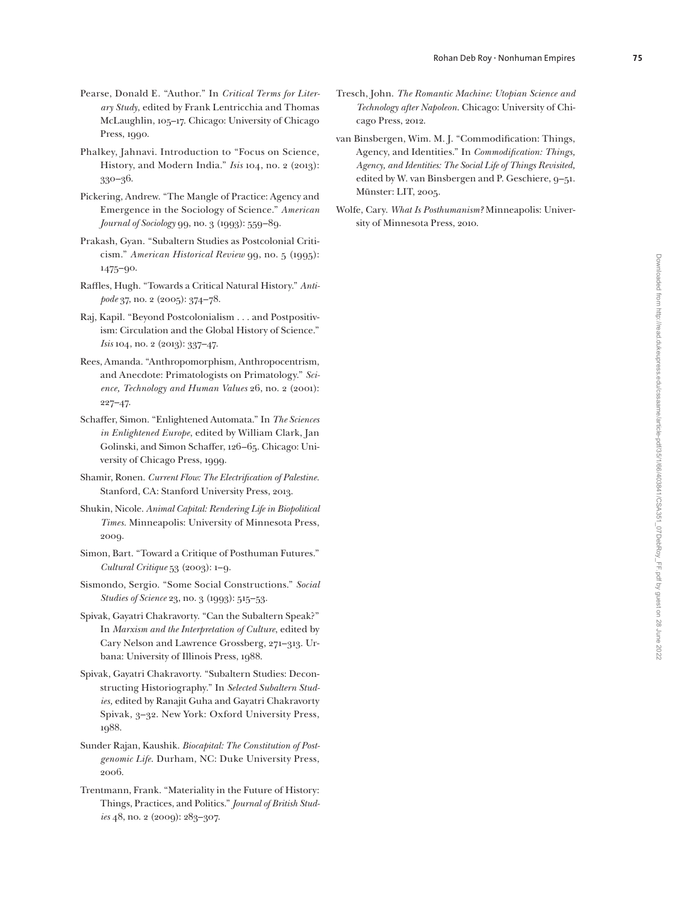Pearse, Donald E. "Author." In *Critical Terms for Literary Study*, edited by Frank Lentricchia and Thomas McLaughlin, 105–17. Chicago: University of Chicago Press, 1990.

Phalkey, Jahnavi. Introduction to "Focus on Science, History, and Modern India." *Isis* 104, no. 2 (2013): 330–36.

Pickering, Andrew. "The Mangle of Practice: Agency and Emergence in the Sociology of Science." *American Journal of Sociology* 99, no. 3 (1993): 559–89.

Prakash, Gyan. "Subaltern Studies as Postcolonial Criticism." *American Historical Review* 99, no. 5 (1995): 1475–90.

Raffles, Hugh. "Towards a Critical Natural History." *Antipode* 37, no. 2 (2005): 374–78.

Raj, Kapil. "Beyond Postcolonialism . . . and Postpositivism: Circulation and the Global History of Science." *Isis* 104, no. 2 (2013): 337–47.

Rees, Amanda. "Anthropomorphism, Anthropocentrism, and Anecdote: Primatologists on Primatology." *Science, Technology and Human Values* 26, no. 2 (2001): 227–47.

Schaffer, Simon. "Enlightened Automata." In *The Sciences in Enlightened Europe*, edited by William Clark, Jan Golinski, and Simon Schaffer, 126–65. Chicago: University of Chicago Press, 1999.

Shamir, Ronen. *Current Flow: The Electrification of Palestine*. Stanford, CA: Stanford University Press, 2013.

Shukin, Nicole. *Animal Capital: Rendering Life in Biopolitical Times*. Minneapolis: University of Minnesota Press, 2009.

Simon, Bart. "Toward a Critique of Posthuman Futures." *Cultural Critique* 53 (2003): 1–9.

Sismondo, Sergio. "Some Social Constructions." *Social Studies of Science* 23, no. 3 (1993): 515–53.

Spivak, Gayatri Chakravorty. "Can the Subaltern Speak?" In *Marxism and the Interpretation of Culture*, edited by Cary Nelson and Lawrence Grossberg, 271–313. Urbana: University of Illinois Press, 1988.

Spivak, Gayatri Chakravorty. "Subaltern Studies: Deconstructing Historiography." In *Selected Subaltern Studies*, edited by Ranajit Guha and Gayatri Chakravorty Spivak, 3–32. New York: Oxford University Press, 1988.

Sunder Rajan, Kaushik. *Biocapital: The Constitution of Postgenomic Life*. Durham, NC: Duke University Press, 2006.

Trentmann, Frank. "Materiality in the Future of History: Things, Practices, and Politics." *Journal of British Studies* 48, no. 2 (2009): 283–307.

Tresch, John. *The Romantic Machine: Utopian Science and Technology after Napoleon*. Chicago: University of Chicago Press, 2012.

van Binsbergen, Wim. M. J. "Commodification: Things, Agency, and Identities." In *Commodification: Things, Agency, and Identities: The Social Life of Things Revisited*, edited by W. van Binsbergen and P. Geschiere, 9–51. Münster: LIT, 2005.

Wolfe, Cary. *What Is Posthumanism?* Minneapolis: University of Minnesota Press, 2010.